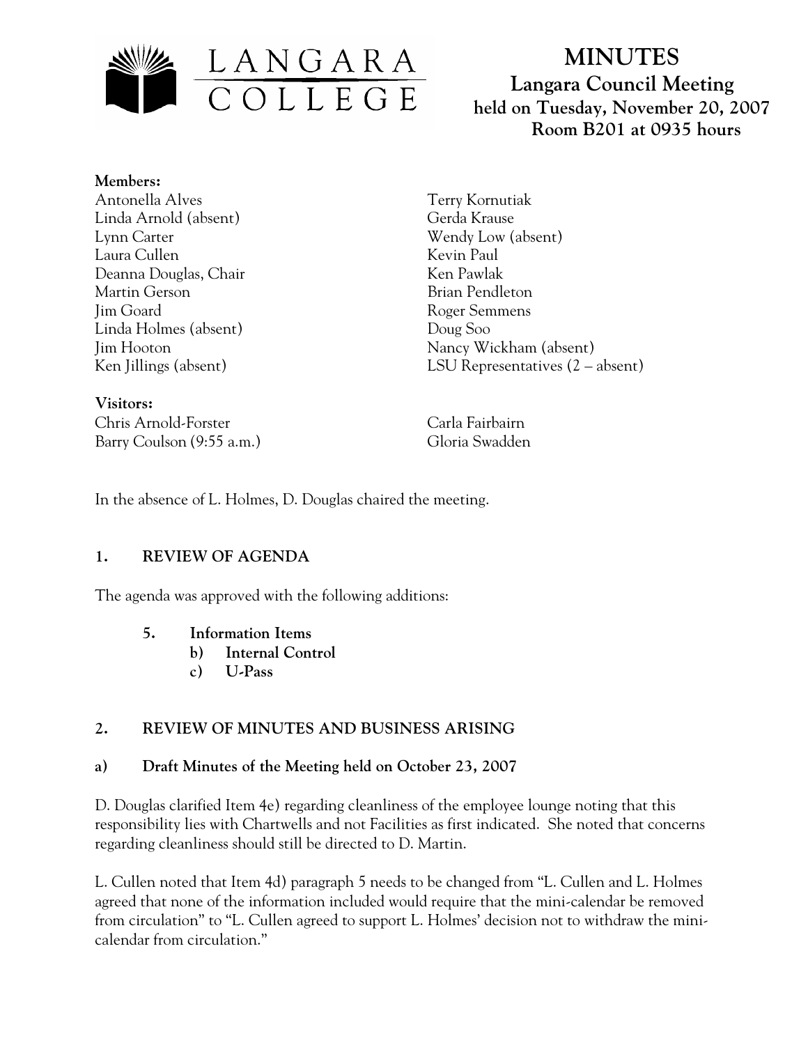LANGARA COLLEGE

# MINUTES

## Langara Council Meeting
## held on Tuesday, November 20, 2007
## Room B201 at 0935 hours

**Members:**

Antonella Alves
Linda Arnold (absent)
Lynn Carter
Laura Cullen
Deanna Douglas, Chair
Martin Gerson
Jim Goard
Linda Holmes (absent)
Jim Hooton
Ken Jillings (absent)
Terry Kornutiak
Gerda Krause
Wendy Low (absent)
Kevin Paul
Ken Pawlak
Brian Pendleton
Roger Semmens
Doug Soo
Nancy Wickham (absent)
LSU Representatives (2 – absent)

**Visitors:**

Chris Arnold-Forster
Barry Coulson (9:55 a.m.)
Carla Fairbairn
Gloria Swadden

In the absence of L. Holmes, D. Douglas chaired the meeting.

## 1. REVIEW OF AGENDA

The agenda was approved with the following additions:

- **5. Information Items**
  - **b) Internal Control**
  - **c) U-Pass**

## 2. REVIEW OF MINUTES AND BUSINESS ARISING

### a) Draft Minutes of the Meeting held on October 23, 2007

D. Douglas clarified Item 4e) regarding cleanliness of the employee lounge noting that this responsibility lies with Chartwells and not Facilities as first indicated. She noted that concerns regarding cleanliness should still be directed to D. Martin.

L. Cullen noted that Item 4d) paragraph 5 needs to be changed from "L. Cullen and L. Holmes agreed that none of the information included would require that the mini-calendar be removed from circulation" to "L. Cullen agreed to support L. Holmes' decision not to withdraw the mini-calendar from circulation."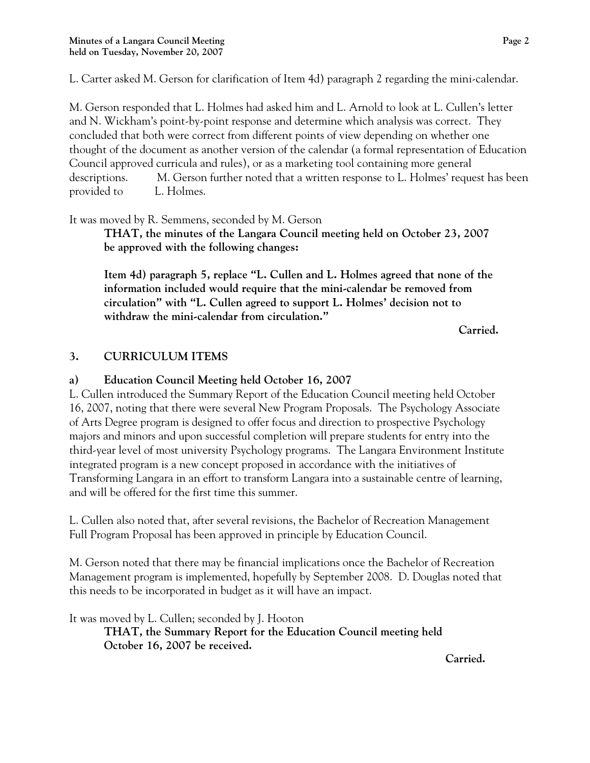L. Carter asked M. Gerson for clarification of Item 4d) paragraph 2 regarding the mini-calendar.

M. Gerson responded that L. Holmes had asked him and L. Arnold to look at L. Cullen's letter and N. Wickham's point-by-point response and determine which analysis was correct. They concluded that both were correct from different points of view depending on whether one thought of the document as another version of the calendar (a formal representation of Education Council approved curricula and rules), or as a marketing tool containing more general descriptions. M. Gerson further noted that a written response to L. Holmes' request has been provided to L. Holmes.

It was moved by R. Semmens, seconded by M. Gerson

> **THAT, the minutes of the Langara Council meeting held on October 23, 2007 be approved with the following changes:**
>
> **Item 4d) paragraph 5, replace "L. Cullen and L. Holmes agreed that none of the information included would require that the mini-calendar be removed from circulation" with "L. Cullen agreed to support L. Holmes' decision not to withdraw the mini-calendar from circulation."**
>
> **Carried.**

## 3. CURRICULUM ITEMS

### a) Education Council Meeting held October 16, 2007

L. Cullen introduced the Summary Report of the Education Council meeting held October 16, 2007, noting that there were several New Program Proposals. The Psychology Associate of Arts Degree program is designed to offer focus and direction to prospective Psychology majors and minors and upon successful completion will prepare students for entry into the third-year level of most university Psychology programs. The Langara Environment Institute integrated program is a new concept proposed in accordance with the initiatives of Transforming Langara in an effort to transform Langara into a sustainable centre of learning, and will be offered for the first time this summer.

L. Cullen also noted that, after several revisions, the Bachelor of Recreation Management Full Program Proposal has been approved in principle by Education Council.

M. Gerson noted that there may be financial implications once the Bachelor of Recreation Management program is implemented, hopefully by September 2008. D. Douglas noted that this needs to be incorporated in budget as it will have an impact.

It was moved by L. Cullen; seconded by J. Hooton

> **THAT, the Summary Report for the Education Council meeting held October 16, 2007 be received.**
>
> **Carried.**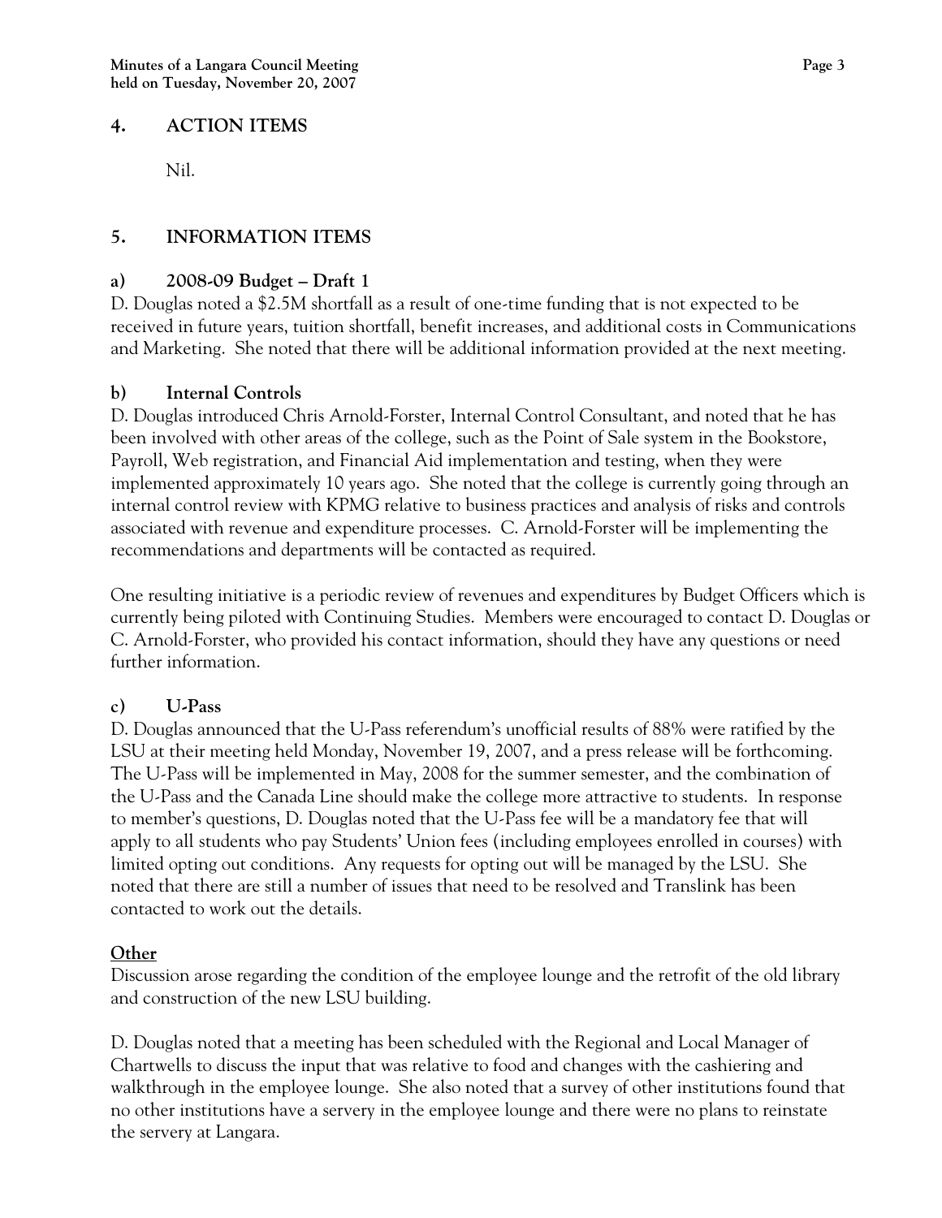## 4. ACTION ITEMS

Nil.

## 5. INFORMATION ITEMS

### a) 2008-09 Budget – Draft 1

D. Douglas noted a $2.5M shortfall as a result of one-time funding that is not expected to be received in future years, tuition shortfall, benefit increases, and additional costs in Communications and Marketing. She noted that there will be additional information provided at the next meeting.

### b) Internal Controls

D. Douglas introduced Chris Arnold-Forster, Internal Control Consultant, and noted that he has been involved with other areas of the college, such as the Point of Sale system in the Bookstore, Payroll, Web registration, and Financial Aid implementation and testing, when they were implemented approximately 10 years ago. She noted that the college is currently going through an internal control review with KPMG relative to business practices and analysis of risks and controls associated with revenue and expenditure processes. C. Arnold-Forster will be implementing the recommendations and departments will be contacted as required.

One resulting initiative is a periodic review of revenues and expenditures by Budget Officers which is currently being piloted with Continuing Studies. Members were encouraged to contact D. Douglas or C. Arnold-Forster, who provided his contact information, should they have any questions or need further information.

### c) U-Pass

D. Douglas announced that the U-Pass referendum's unofficial results of 88% were ratified by the LSU at their meeting held Monday, November 19, 2007, and a press release will be forthcoming. The U-Pass will be implemented in May, 2008 for the summer semester, and the combination of the U-Pass and the Canada Line should make the college more attractive to students. In response to member's questions, D. Douglas noted that the U-Pass fee will be a mandatory fee that will apply to all students who pay Students' Union fees (including employees enrolled in courses) with limited opting out conditions. Any requests for opting out will be managed by the LSU. She noted that there are still a number of issues that need to be resolved and Translink has been contacted to work out the details.

### Other

Discussion arose regarding the condition of the employee lounge and the retrofit of the old library and construction of the new LSU building.

D. Douglas noted that a meeting has been scheduled with the Regional and Local Manager of Chartwells to discuss the input that was relative to food and changes with the cashiering and walkthrough in the employee lounge. She also noted that a survey of other institutions found that no other institutions have a servery in the employee lounge and there were no plans to reinstate the servery at Langara.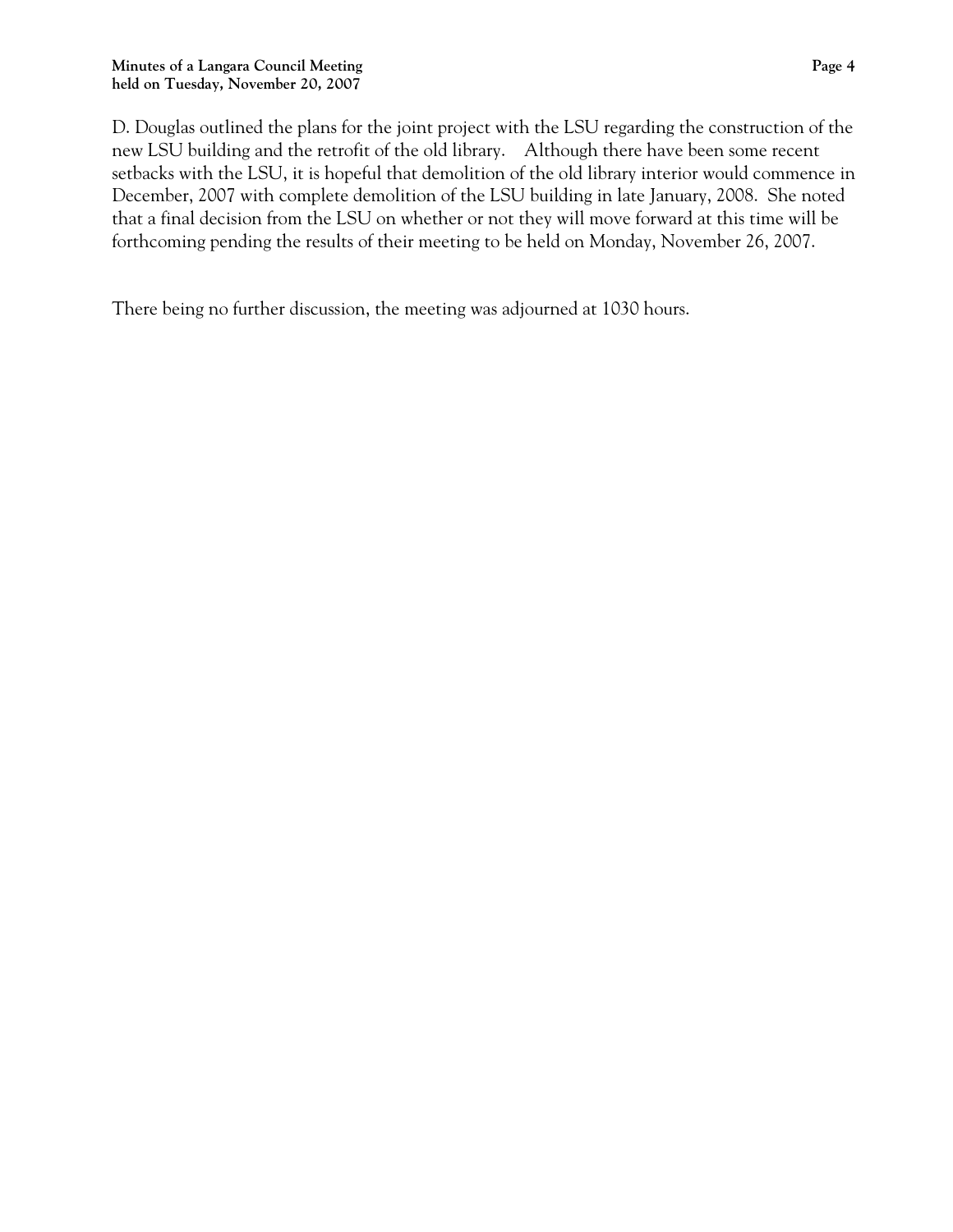D. Douglas outlined the plans for the joint project with the LSU regarding the construction of the new LSU building and the retrofit of the old library. Although there have been some recent setbacks with the LSU, it is hopeful that demolition of the old library interior would commence in December, 2007 with complete demolition of the LSU building in late January, 2008. She noted that a final decision from the LSU on whether or not they will move forward at this time will be forthcoming pending the results of their meeting to be held on Monday, November 26, 2007.

There being no further discussion, the meeting was adjourned at 1030 hours.